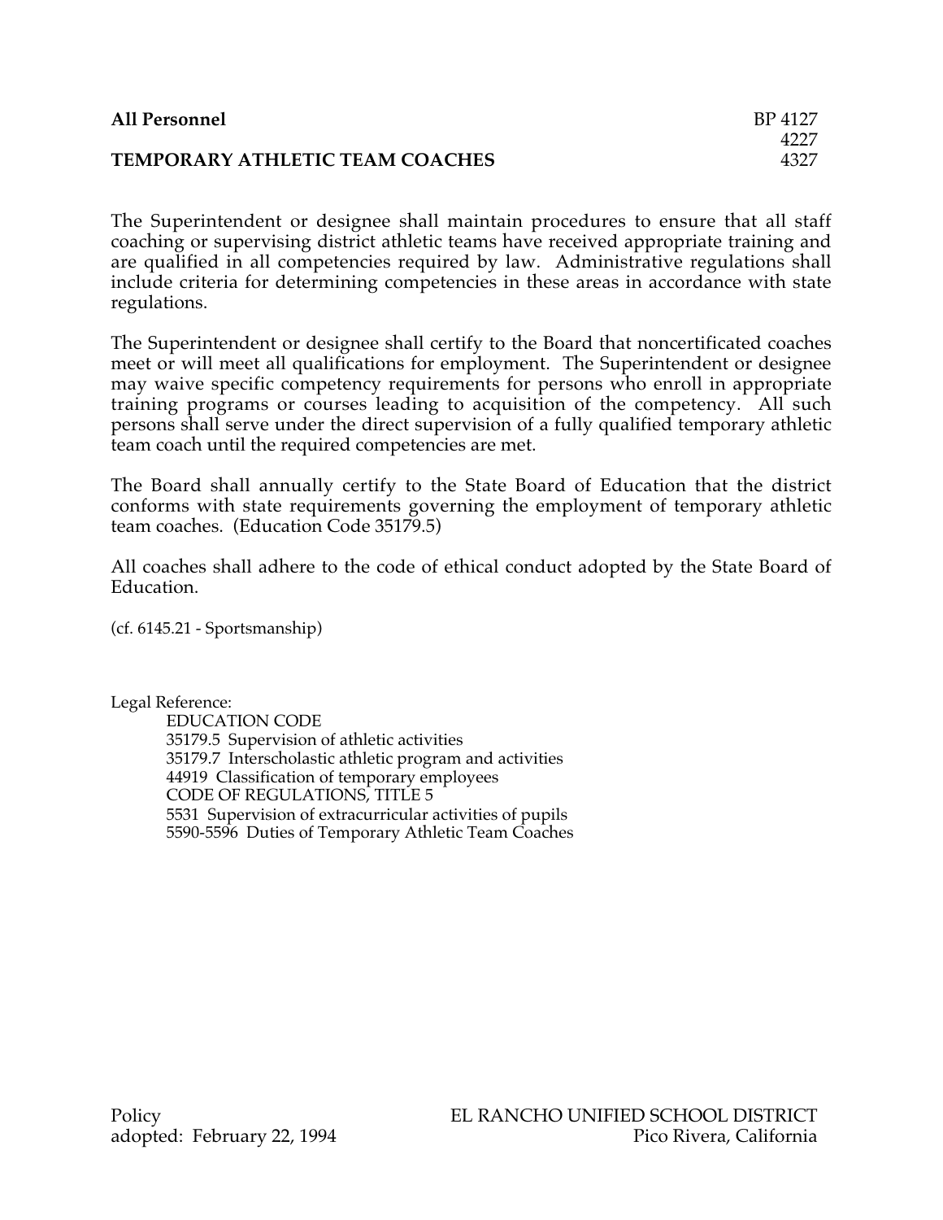**All Personnel** BP 4127
4227
**TEMPORARY ATHLETIC TEAM COACHES** 4327

The Superintendent or designee shall maintain procedures to ensure that all staff coaching or supervising district athletic teams have received appropriate training and are qualified in all competencies required by law. Administrative regulations shall include criteria for determining competencies in these areas in accordance with state regulations.

The Superintendent or designee shall certify to the Board that noncertificated coaches meet or will meet all qualifications for employment. The Superintendent or designee may waive specific competency requirements for persons who enroll in appropriate training programs or courses leading to acquisition of the competency. All such persons shall serve under the direct supervision of a fully qualified temporary athletic team coach until the required competencies are met.

The Board shall annually certify to the State Board of Education that the district conforms with state requirements governing the employment of temporary athletic team coaches. (Education Code 35179.5)

All coaches shall adhere to the code of ethical conduct adopted by the State Board of Education.

(cf. 6145.21 - Sportsmanship)

Legal Reference:

EDUCATION CODE
35179.5 Supervision of athletic activities
35179.7 Interscholastic athletic program and activities
44919 Classification of temporary employees
CODE OF REGULATIONS, TITLE 5
5531 Supervision of extracurricular activities of pupils
5590-5596 Duties of Temporary Athletic Team Coaches

Policy
adopted: February 22, 1994

EL RANCHO UNIFIED SCHOOL DISTRICT
Pico Rivera, California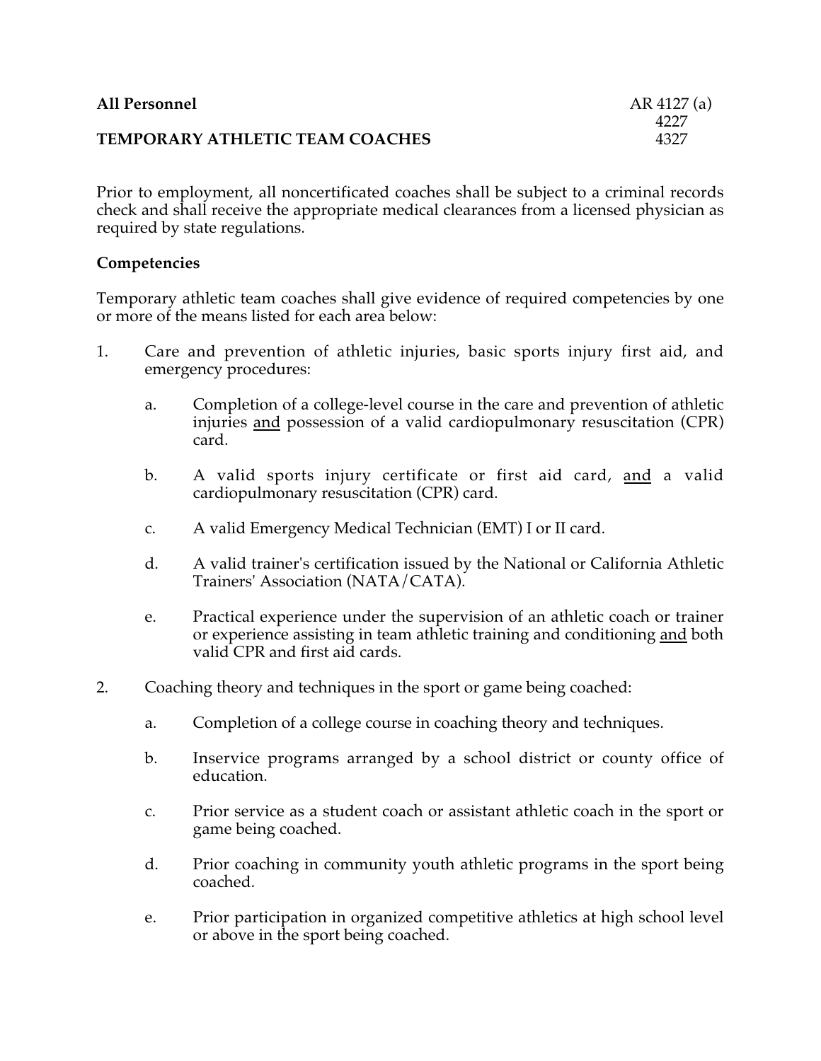**All Personnel** AR 4127 (a)
4227
**TEMPORARY ATHLETIC TEAM COACHES** 4327

Prior to employment, all noncertificated coaches shall be subject to a criminal records check and shall receive the appropriate medical clearances from a licensed physician as required by state regulations.

**Competencies**

Temporary athletic team coaches shall give evidence of required competencies by one or more of the means listed for each area below:

1. Care and prevention of athletic injuries, basic sports injury first aid, and emergency procedures:

   a. Completion of a college-level course in the care and prevention of athletic injuries <u>and</u> possession of a valid cardiopulmonary resuscitation (CPR) card.

   b. A valid sports injury certificate or first aid card, <u>and</u> a valid cardiopulmonary resuscitation (CPR) card.

   c. A valid Emergency Medical Technician (EMT) I or II card.

   d. A valid trainer's certification issued by the National or California Athletic Trainers' Association (NATA/CATA).

   e. Practical experience under the supervision of an athletic coach or trainer or experience assisting in team athletic training and conditioning <u>and</u> both valid CPR and first aid cards.

2. Coaching theory and techniques in the sport or game being coached:

   a. Completion of a college course in coaching theory and techniques.

   b. Inservice programs arranged by a school district or county office of education.

   c. Prior service as a student coach or assistant athletic coach in the sport or game being coached.

   d. Prior coaching in community youth athletic programs in the sport being coached.

   e. Prior participation in organized competitive athletics at high school level or above in the sport being coached.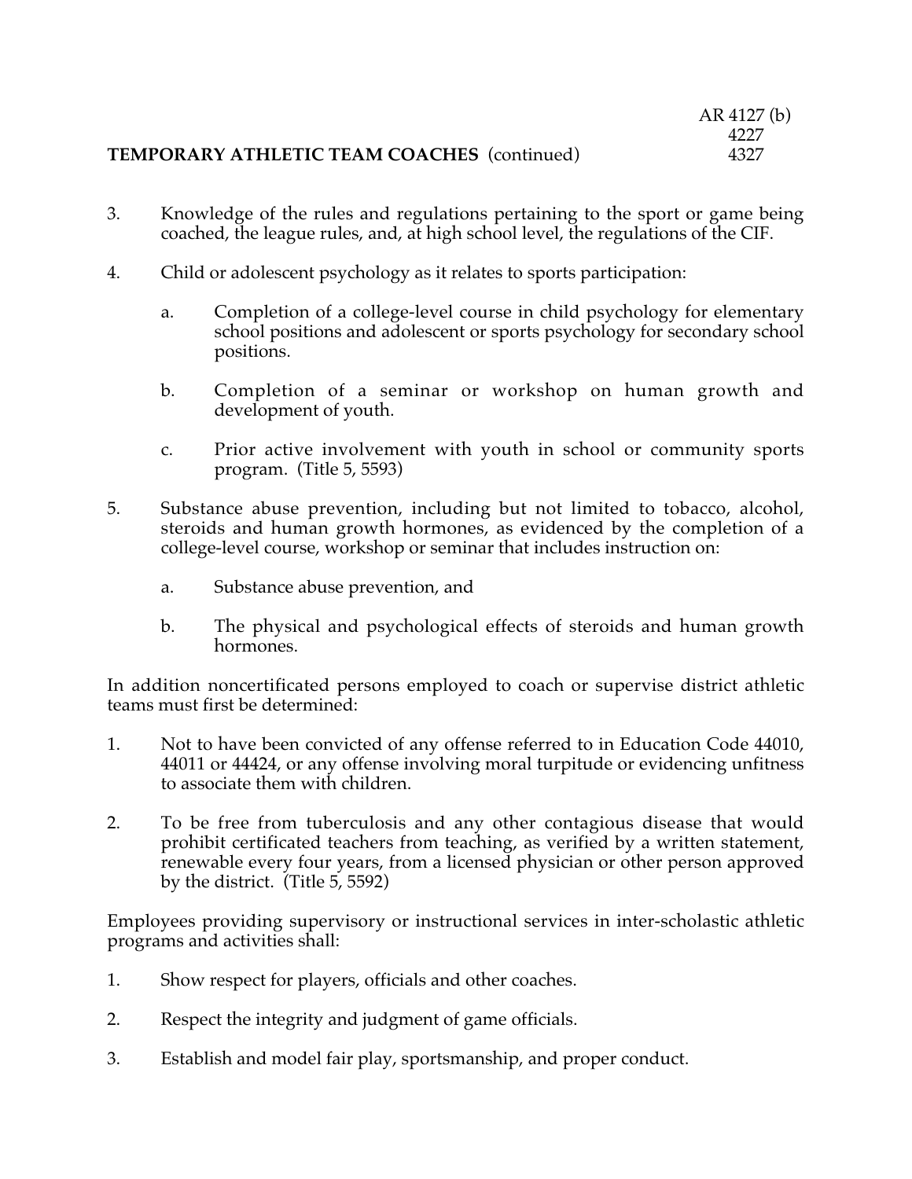**TEMPORARY ATHLETIC TEAM COACHES** (continued)

3. Knowledge of the rules and regulations pertaining to the sport or game being coached, the league rules, and, at high school level, the regulations of the CIF.

4. Child or adolescent psychology as it relates to sports participation:

   a. Completion of a college-level course in child psychology for elementary school positions and adolescent or sports psychology for secondary school positions.

   b. Completion of a seminar or workshop on human growth and development of youth.

   c. Prior active involvement with youth in school or community sports program. (Title 5, 5593)

5. Substance abuse prevention, including but not limited to tobacco, alcohol, steroids and human growth hormones, as evidenced by the completion of a college-level course, workshop or seminar that includes instruction on:

   a. Substance abuse prevention, and

   b. The physical and psychological effects of steroids and human growth hormones.

In addition noncertificated persons employed to coach or supervise district athletic teams must first be determined:

1. Not to have been convicted of any offense referred to in Education Code 44010, 44011 or 44424, or any offense involving moral turpitude or evidencing unfitness to associate them with children.

2. To be free from tuberculosis and any other contagious disease that would prohibit certificated teachers from teaching, as verified by a written statement, renewable every four years, from a licensed physician or other person approved by the district. (Title 5, 5592)

Employees providing supervisory or instructional services in inter-scholastic athletic programs and activities shall:

1. Show respect for players, officials and other coaches.

2. Respect the integrity and judgment of game officials.

3. Establish and model fair play, sportsmanship, and proper conduct.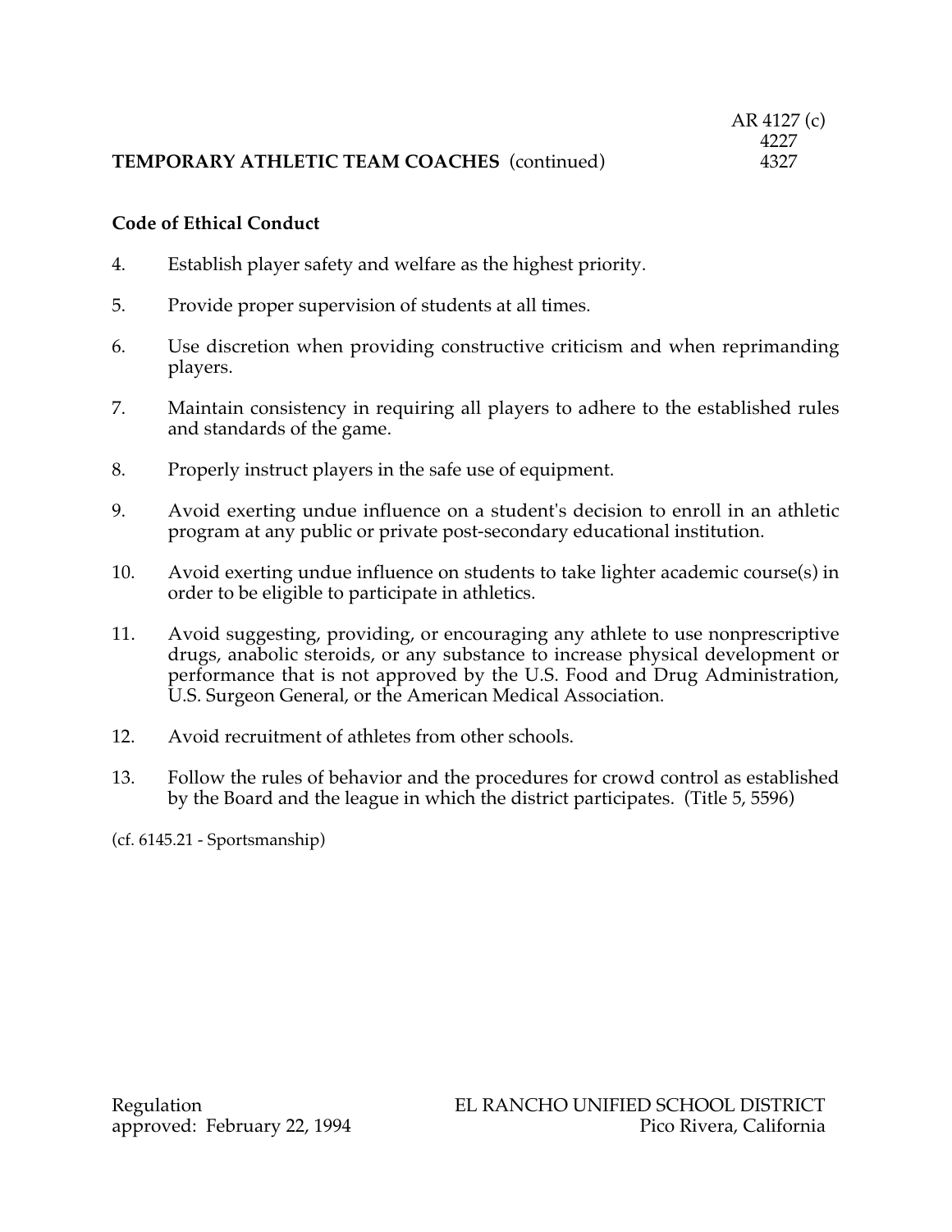## Code of Ethical Conduct

4. Establish player safety and welfare as the highest priority.

5. Provide proper supervision of students at all times.

6. Use discretion when providing constructive criticism and when reprimanding players.

7. Maintain consistency in requiring all players to adhere to the established rules and standards of the game.

8. Properly instruct players in the safe use of equipment.

9. Avoid exerting undue influence on a student's decision to enroll in an athletic program at any public or private post-secondary educational institution.

10. Avoid exerting undue influence on students to take lighter academic course(s) in order to be eligible to participate in athletics.

11. Avoid suggesting, providing, or encouraging any athlete to use nonprescriptive drugs, anabolic steroids, or any substance to increase physical development or performance that is not approved by the U.S. Food and Drug Administration, U.S. Surgeon General, or the American Medical Association.

12. Avoid recruitment of athletes from other schools.

13. Follow the rules of behavior and the procedures for crowd control as established by the Board and the league in which the district participates. (Title 5, 5596)

(cf. 6145.21 - Sportsmanship)

Regulation
approved: February 22, 1994

EL RANCHO UNIFIED SCHOOL DISTRICT
Pico Rivera, California